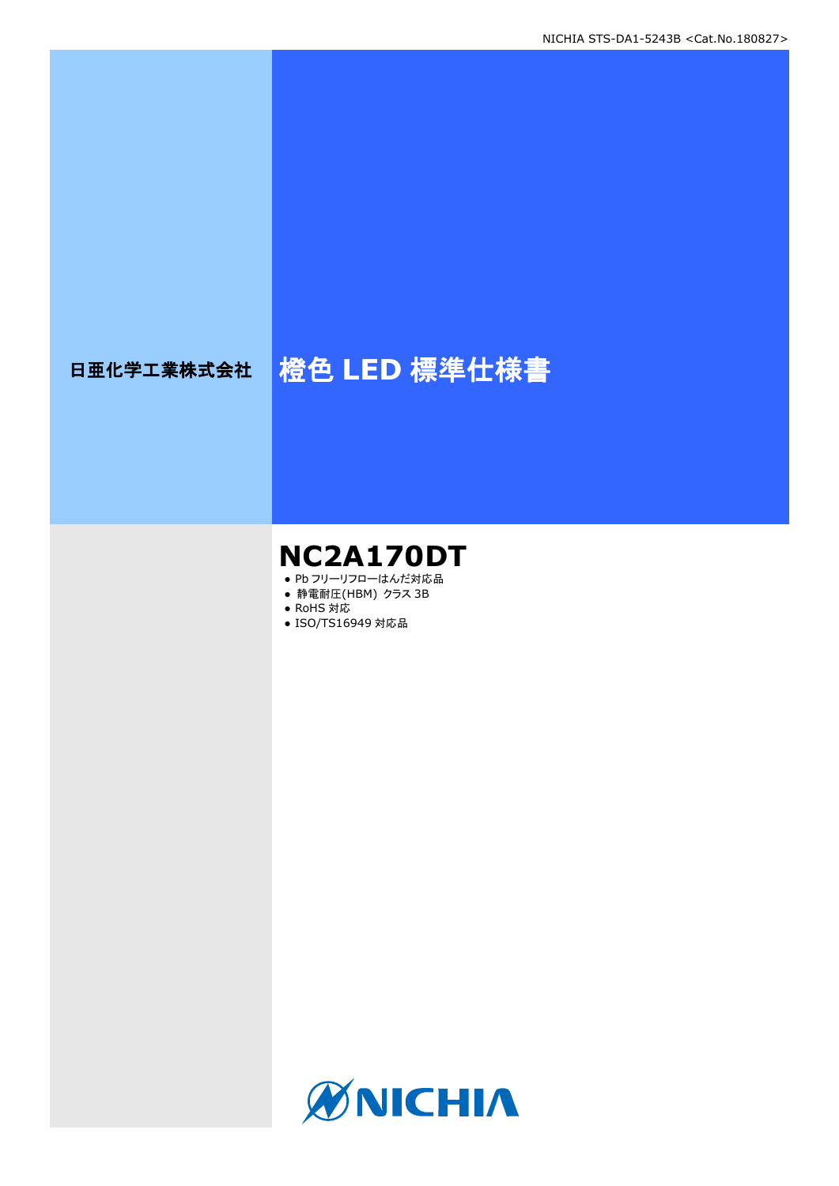日亜化学工業株式会社

# 橙色 LED 標準仕様書

# NC2A170DT

- Pb フリーリフローはんだ対応品
- 静電耐圧(HBM) クラス 3B
- RoHS 対応
- ISO/TS16949 対応品

NICHIA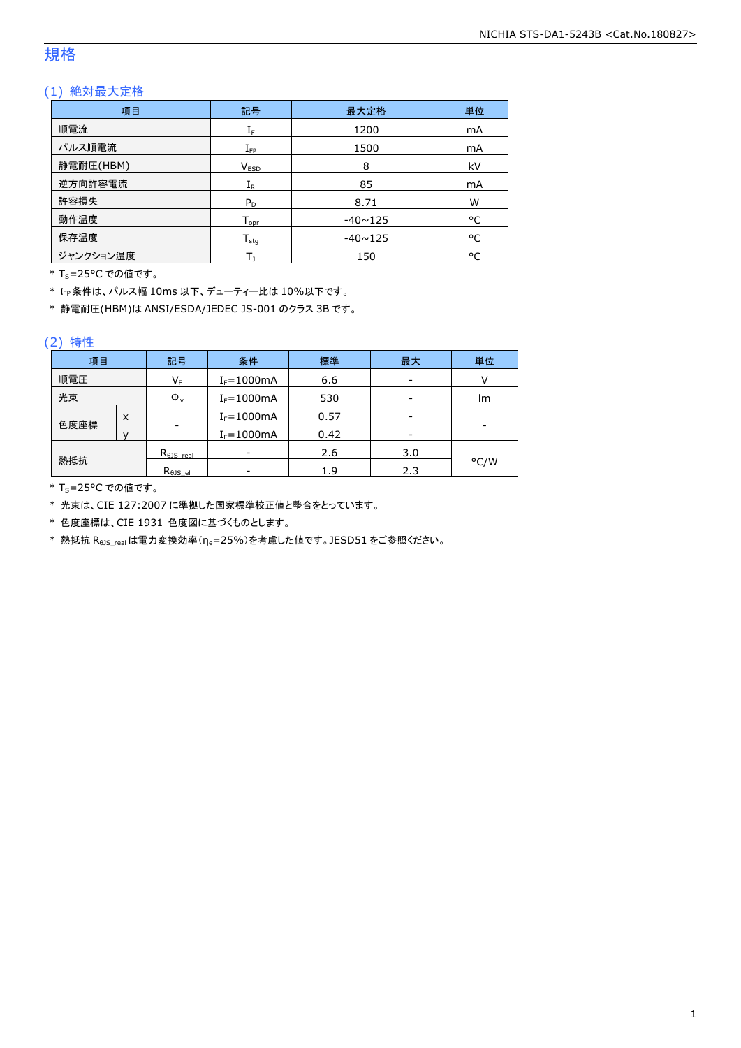# 規格

## (1) 絶対最大定格

| 項目 | 記号 | 最大定格 | 単位 |
|---|---|---|---|
| 順電流 | $I_F$ | 1200 | mA |
| パルス順電流 | $I_{FP}$ | 1500 | mA |
| 静電耐圧(HBM) | $V_{ESD}$ | 8 | kV |
| 逆方向許容電流 | $I_R$ | 85 | mA |
| 許容損失 | $P_D$ | 8.71 | W |
| 動作温度 | $T_{opr}$ | -40~125 | °C |
| 保存温度 | $T_{stg}$ | -40~125 | °C |
| ジャンクション温度 | $T_J$ | 150 | °C |

\* $T_S$=25°C での値です。

\* $I_{FP}$ 条件は、パルス幅 10ms 以下、デューティー比は 10%以下です。

\* 静電耐圧(HBM)は ANSI/ESDA/JEDEC JS-001 のクラス 3B です。

## (2) 特性

| 項目 | | 記号 | 条件 | 標準 | 最大 | 単位 |
|---|---|---|---|---|---|---|
| 順電圧 | | $V_F$ | $I_F$=1000mA | 6.6 | - | V |
| 光束 | | $\Phi_v$ | $I_F$=1000mA | 530 | - | lm |
| 色度座標 | x | - | $I_F$=1000mA | 0.57 | - | - |
| | y | | $I_F$=1000mA | 0.42 | - | |
| 熱抵抗 | | $R_{\theta JS\_real}$ | - | 2.6 | 3.0 | °C/W |
| | | $R_{\theta JS\_el}$ | - | 1.9 | 2.3 | |

\* $T_S$=25°C での値です。

\* 光束は、CIE 127:2007 に準拠した国家標準校正値と整合をとっています。

\* 色度座標は、CIE 1931 色度図に基づくものとします。

\* 熱抵抗 $R_{\theta JS\_real}$ は電力変換効率($\eta_e$=25%)を考慮した値です。JESD51 をご参照ください。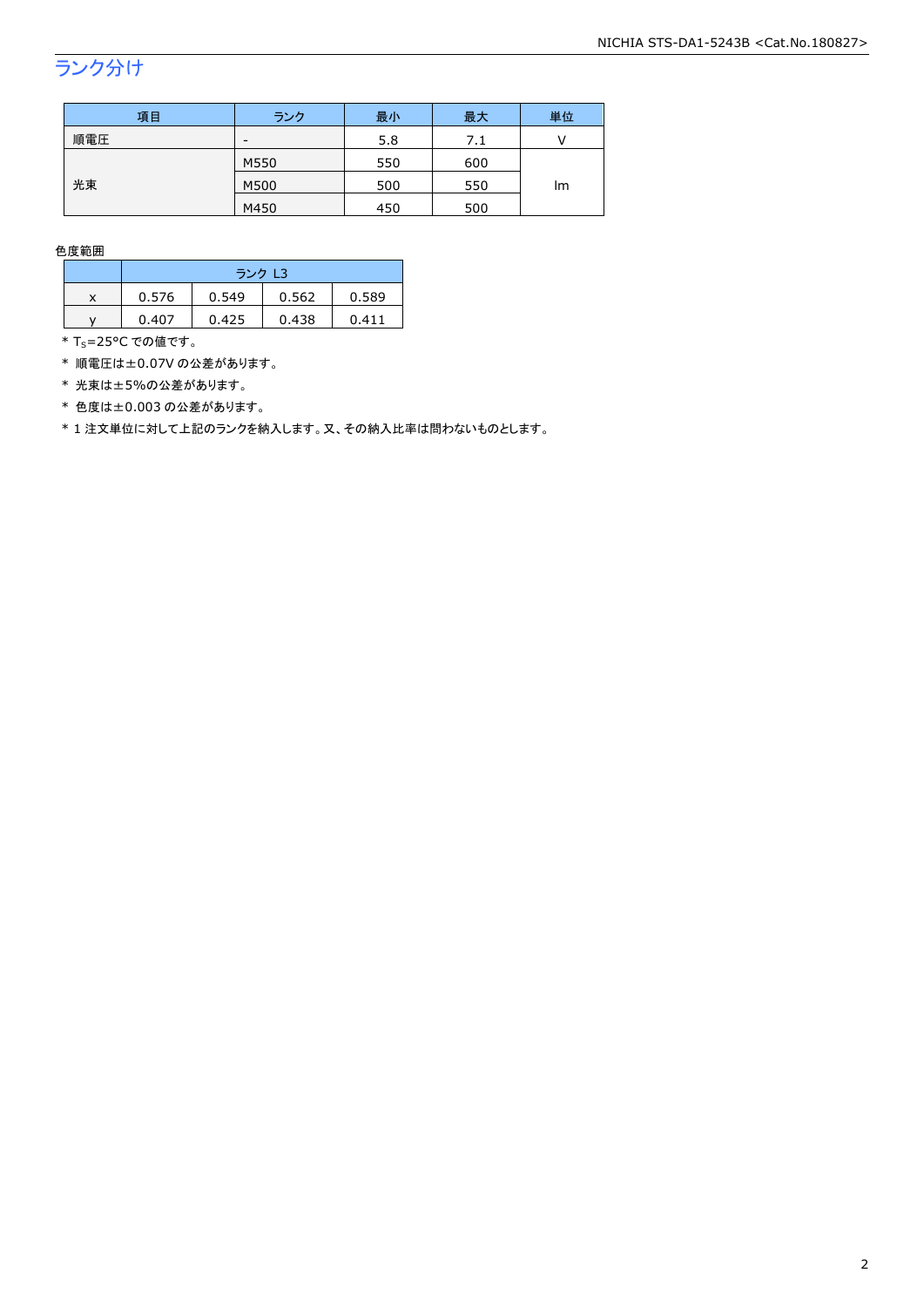## ランク分け

| 項目 | ランク | 最小 | 最大 | 単位 |
|---|---|---|---|---|
| 順電圧 | - | 5.8 | 7.1 | V |
| 光束 | M550 | 550 | 600 | lm |
| | M500 | 500 | 550 | |
| | M450 | 450 | 500 | |

色度範囲

| | ランク L3 | | | |
|---|---|---|---|---|
| x | 0.576 | 0.549 | 0.562 | 0.589 |
| y | 0.407 | 0.425 | 0.438 | 0.411 |

* $T_S$=25°C での値です。
* 順電圧は±0.07V の公差があります。
* 光束は±5%の公差があります。
* 色度は±0.003 の公差があります。
* 1 注文単位に対して上記のランクを納入します。又、その納入比率は問わないものとします。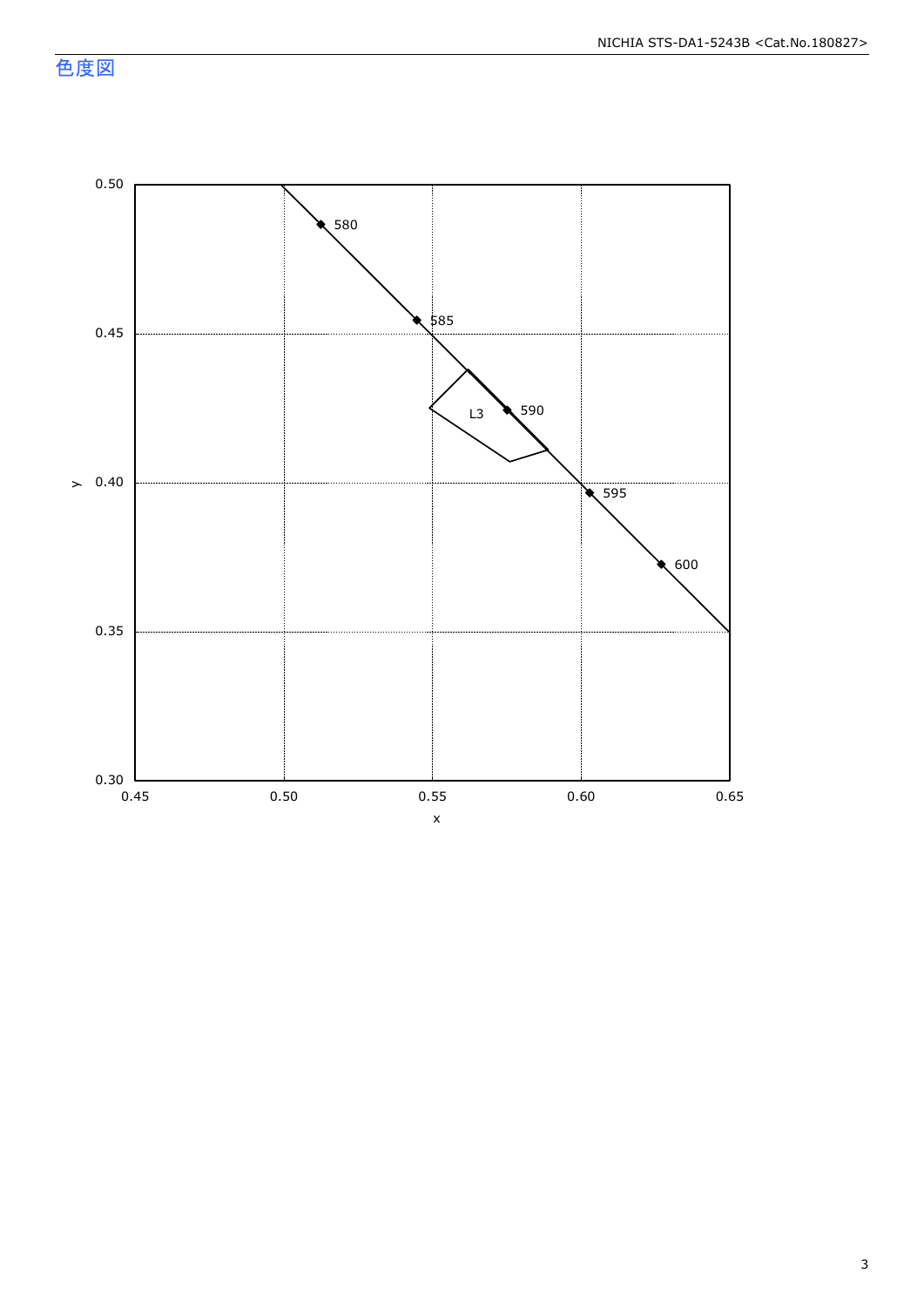## 色度図

y

0.50
0.45
0.40
0.35
0.30

0.45 0.50 0.55 0.60 0.65

x

580
585
590
595
600

L3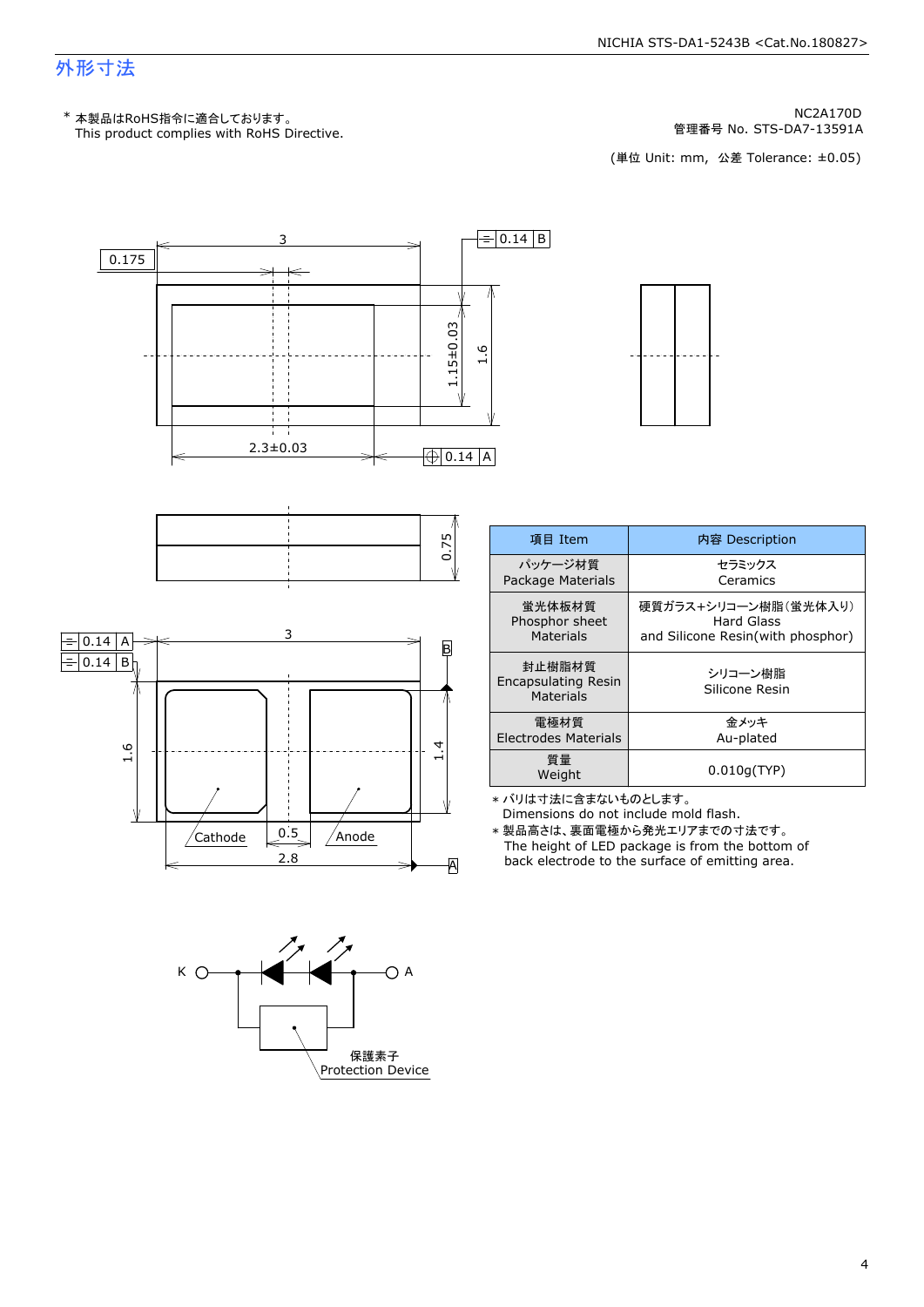## 外形寸法

\* 本製品はRoHS指令に適合しております。
This product complies with RoHS Directive.

NC2A170D
管理番号 No. STS-DA7-13591A

(単位 Unit: mm, 公差 Tolerance: ±0.05)

3
0.175
0.14 B
1.15±0.03
1.6
2.3±0.03
0.14 A

0.75

0.14 A
0.14 B
3
B
1.6
1.4
Cathode
0.5
Anode
2.8
A

K
A
保護素子
Protection Device

| 項目 Item | 内容 Description |
|---|---|
| パッケージ材質<br>Package Materials | セラミックス<br>Ceramics |
| 蛍光体板材質<br>Phosphor sheet<br>Materials | 硬質ガラス+シリコーン樹脂(蛍光体入り)<br>Hard Glass<br>and Silicone Resin(with phosphor) |
| 封止樹脂材質<br>Encapsulating Resin<br>Materials | シリコーン樹脂<br>Silicone Resin |
| 電極材質<br>Electrodes Materials | 金メッキ<br>Au-plated |
| 質量<br>Weight | 0.010g(TYP) |

\* バリは寸法に含まないものとします。
Dimensions do not include mold flash.

\* 製品高さは、裏面電極から発光エリアまでの寸法です。
The height of LED package is from the bottom of back electrode to the surface of emitting area.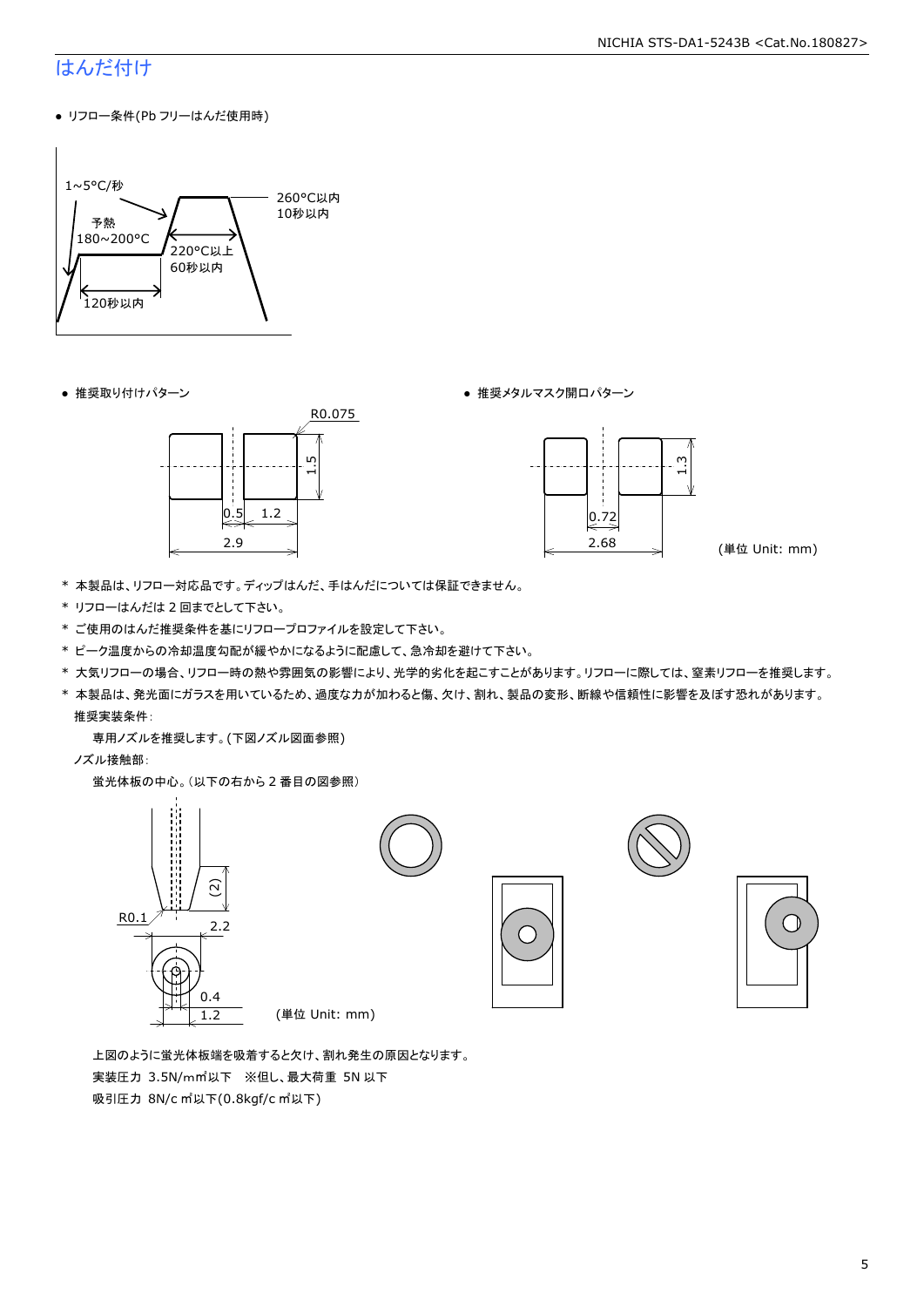## はんだ付け

- リフロー条件(Pb フリーはんだ使用時)

1~5°C/秒
予熱
180~200°C
120秒以内
220°C以上
60秒以内
260°C以内
10秒以内

- 推奨取り付けパターン

R0.075
1.5
0.5
1.2
2.9

- 推奨メタルマスク開口パターン

1.3
0.72
2.68

(単位 Unit: mm)

* 本製品は、リフロー対応品です。ディップはんだ、手はんだについては保証できません。
* リフローはんだは 2 回までとして下さい。
* ご使用のはんだ推奨条件を基にリフロープロファイルを設定して下さい。
* ピーク温度からの冷却温度勾配が緩やかになるように配慮して、急冷却を避けて下さい。
* 大気リフローの場合、リフロー時の熱や雰囲気の影響により、光学的劣化を起こすことがあります。リフローに際しては、窒素リフローを推奨します。
* 本製品は、発光面にガラスを用いているため、過度な力が加わると傷、欠け、割れ、製品の変形、断線や信頼性に影響を及ぼす恐れがあります。

  推奨実装条件:

  専用ノズルを推奨します。(下図ノズル図面参照)

  ノズル接触部:

  蛍光体板の中心。(以下の右から 2 番目の図参照)

(2)
R0.1
2.2
0.4
1.2

(単位 Unit: mm)

上図のように蛍光体板端を吸着すると欠け、割れ発生の原因となります。

実装圧力 3.5N/mm²以下 ※但し、最大荷重 5N 以下

吸引圧力 8N/c m²以下(0.8kgf/c m²以下)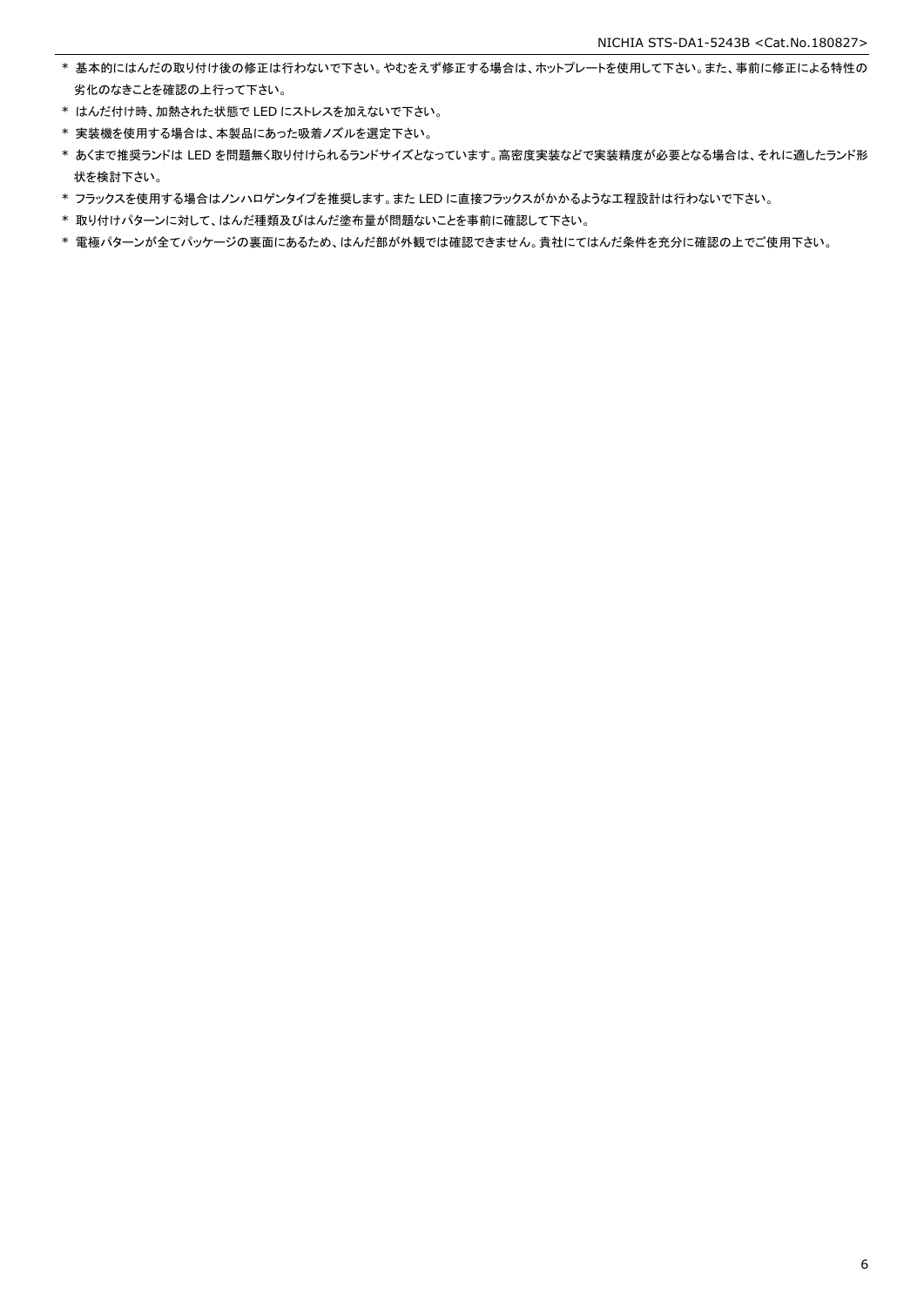* 基本的にはんだの取り付け後の修正は行わないで下さい。やむをえず修正する場合は、ホットプレートを使用して下さい。また、事前に修正による特性の劣化のなきことを確認の上行って下さい。
* はんだ付け時、加熱された状態で LED にストレスを加えないで下さい。
* 実装機を使用する場合は、本製品にあった吸着ノズルを選定下さい。
* あくまで推奨ランドは LED を問題無く取り付けられるランドサイズとなっています。高密度実装などで実装精度が必要となる場合は、それに適したランド形状を検討下さい。
* フラックスを使用する場合はノンハロゲンタイプを推奨します。また LED に直接フラックスがかかるような工程設計は行わないで下さい。
* 取り付けパターンに対して、はんだ種類及びはんだ塗布量が問題ないことを事前に確認して下さい。
* 電極パターンが全てパッケージの裏面にあるため、はんだ部が外観では確認できません。貴社にてはんだ条件を充分に確認の上でご使用下さい。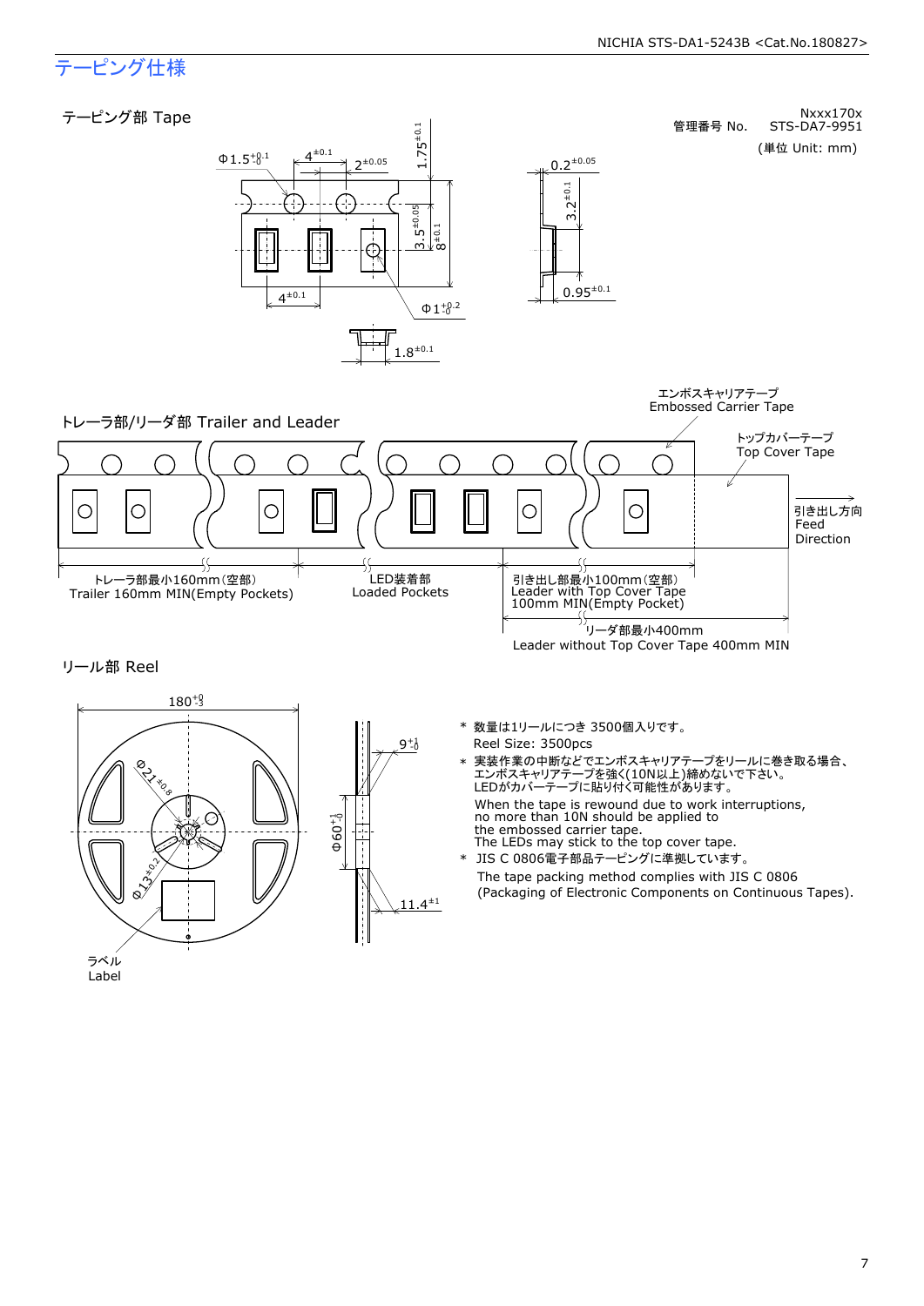# テーピング仕様

## テーピング部 Tape

管理番号 No. Nxxx170x STS-DA7-9951

(単位 Unit: mm)

Φ1.5$^{+0.1}_{-0}$  4$^{\pm0.1}$  2$^{\pm0.05}$  1.75$^{\pm0.1}$  3.5$^{\pm0.05}$  8$^{\pm0.1}$  4$^{\pm0.1}$  Φ1$^{+0.2}_{-0}$  1.8$^{\pm0.1}$  0.2$^{\pm0.05}$  3.2$^{\pm0.1}$  0.95$^{\pm0.1}$

## トレーラ部/リーダ部 Trailer and Leader

エンボスキャリアテープ
Embossed Carrier Tape

トップカバーテープ
Top Cover Tape

引き出し方向
Feed
Direction

トレーラ部最小160mm(空部)
Trailer 160mm MIN(Empty Pockets)

LED装着部
Loaded Pockets

引き出し部最小100mm(空部)
Leader with Top Cover Tape
100mm MIN(Empty Pocket)

リーダ部最小400mm
Leader without Top Cover Tape 400mm MIN

## リール部 Reel

180$^{+0}_{-3}$  Φ21$^{\pm0.8}$  Φ13$^{\pm0.2}$  9$^{+1}_{-0}$  Φ60$^{+1}_{-0}$  11.4$^{\pm1}$

ラベル
Label

* 数量は1リールにつき 3500個入りです。
  Reel Size: 3500pcs
* 実装作業の中断などでエンボスキャリアテープをリールに巻き取る場合、エンボスキャリアテープを強く(10N以上)締めないで下さい。LEDがカバーテープに貼り付く可能性があります。
  When the tape is rewound due to work interruptions, no more than 10N should be applied to the embossed carrier tape.
  The LEDs may stick to the top cover tape.
* JIS C 0806電子部品テーピングに準拠しています。
  The tape packing method complies with JIS C 0806 (Packaging of Electronic Components on Continuous Tapes).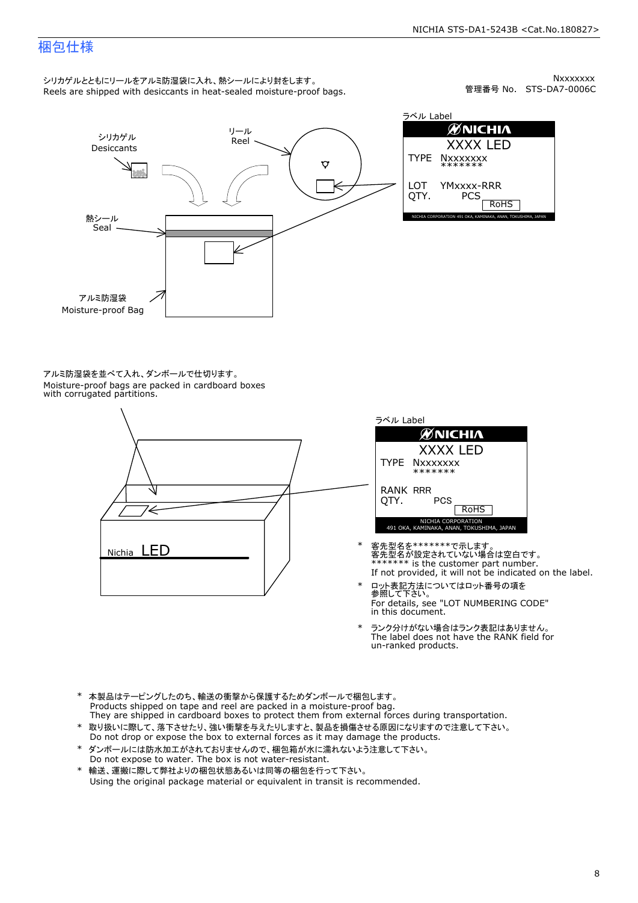# 梱包仕様

Nxxxxxxx
管理番号 No. STS-DA7-0006C

シリカゲルとともにリールをアルミ防湿袋に入れ、熱シールにより封をします。
Reels are shipped with desiccants in heat-sealed moisture-proof bags.

シリカゲル
Desiccants

リール
Reel

熱シール
Seal

アルミ防湿袋
Moisture-proof Bag

ラベル Label

NICHIA
XXXX LED
TYPE Nxxxxxxx
\*\*\*\*\*\*\*
LOT YMxxxx-RRR
QTY. PCS
RoHS
NICHIA CORPORATION 491 OKA, KAMINAKA, ANAN, TOKUSHIMA, JAPAN

アルミ防湿袋を並べて入れ、ダンボールで仕切ります。
Moisture-proof bags are packed in cardboard boxes with corrugated partitions.

Nichia LED

ラベル Label

NICHIA
XXXX LED
TYPE Nxxxxxxx
\*\*\*\*\*\*\*
RANK RRR
QTY. PCS
RoHS
NICHIA CORPORATION
491 OKA, KAMINAKA, ANAN, TOKUSHIMA, JAPAN

- 客先型名を\*\*\*\*\*\*\*で示します。
  客先型名が設定されていない場合は空白です。
  \*\*\*\*\*\*\* is the customer part number.
  If not provided, it will not be indicated on the label.
- ロット表記方法についてはロット番号の項を参照して下さい。
  For details, see "LOT NUMBERING CODE" in this document.
- ランク分けがない場合はランク表記はありません。
  The label does not have the RANK field for un-ranked products.

- 本製品はテーピングしたのち、輸送の衝撃から保護するためダンボールで梱包します。
  Products shipped on tape and reel are packed in a moisture-proof bag.
  They are shipped in cardboard boxes to protect them from external forces during transportation.
- 取り扱いに際して、落下させたり、強い衝撃を与えたりしますと、製品を損傷させる原因になりますので注意して下さい。
  Do not drop or expose the box to external forces as it may damage the products.
- ダンボールには防水加工がされておりませんので、梱包箱が水に濡れないよう注意して下さい。
  Do not expose to water. The box is not water-resistant.
- 輸送、運搬に際して弊社よりの梱包状態あるいは同等の梱包を行って下さい。
  Using the original package material or equivalent in transit is recommended.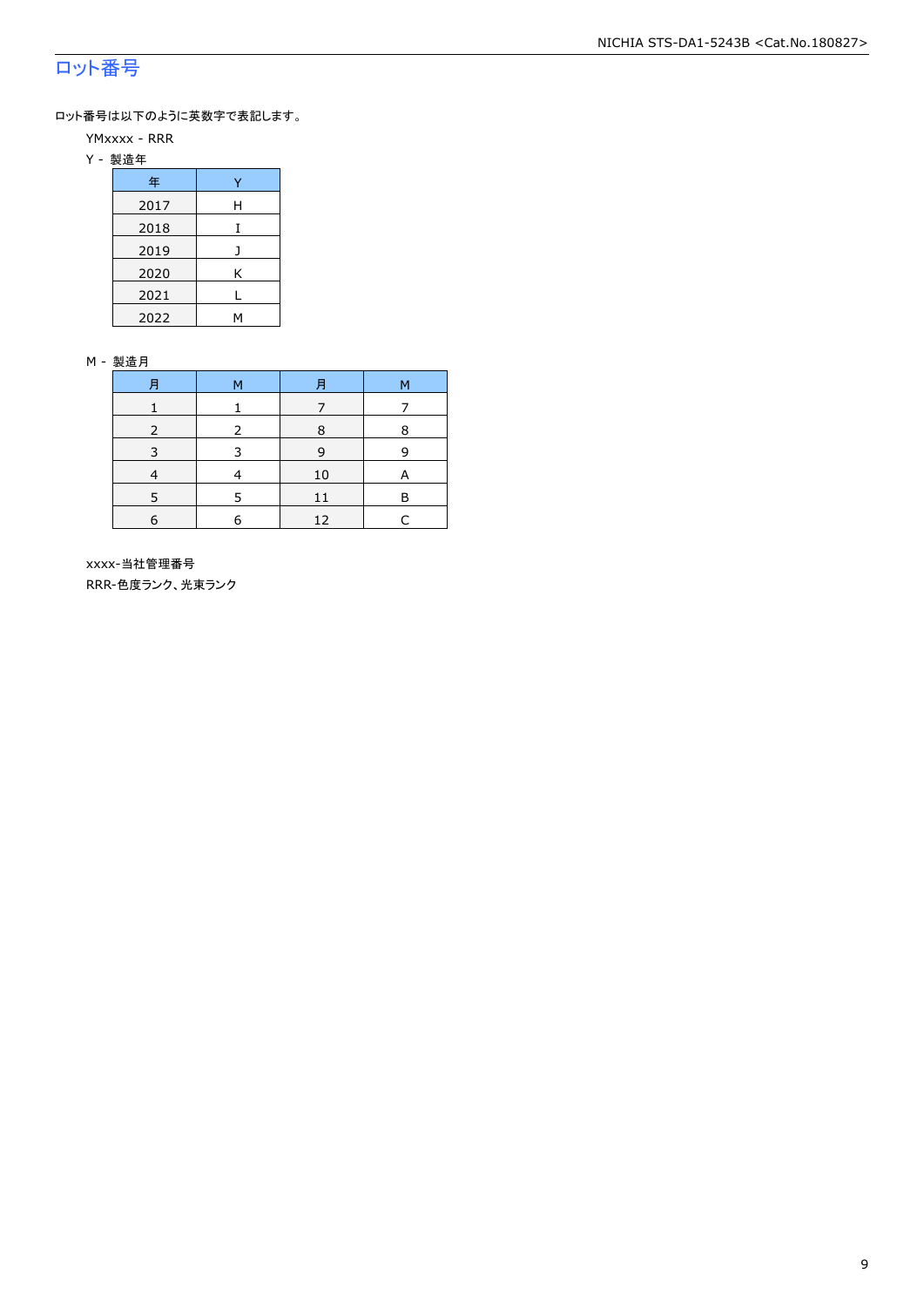## ロット番号

ロット番号は以下のように英数字で表記します。

YMxxxx - RRR

Y - 製造年

| 年 | Y |
|---|---|
| 2017 | H |
| 2018 | I |
| 2019 | J |
| 2020 | K |
| 2021 | L |
| 2022 | M |

M - 製造月

| 月 | M | 月 | M |
|---|---|---|---|
| 1 | 1 | 7 | 7 |
| 2 | 2 | 8 | 8 |
| 3 | 3 | 9 | 9 |
| 4 | 4 | 10 | A |
| 5 | 5 | 11 | B |
| 6 | 6 | 12 | C |

xxxx-当社管理番号

RRR-色度ランク、光束ランク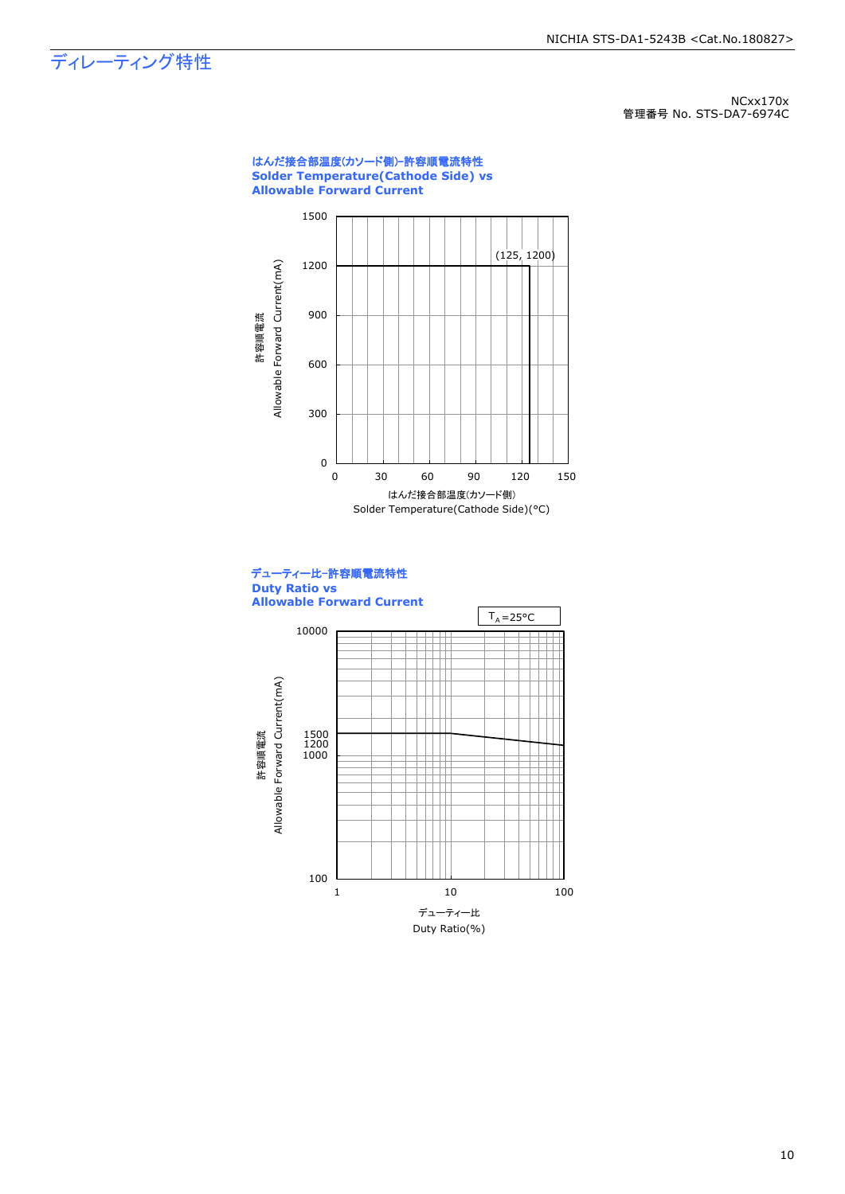# ディレーティング特性

NCxx170x
管理番号 No. STS-DA7-6974C

**はんだ接合部温度(カソード側)-許容順電流特性**
**Solder Temperature(Cathode Side) vs**
**Allowable Forward Current**

許容順電流
Allowable Forward Current(mA)

1500
1200
900
600
300
0

(125, 1200)

0 30 60 90 120 150

はんだ接合部温度(カソード側)
Solder Temperature(Cathode Side)(°C)

**デューティー比-許容順電流特性**
**Duty Ratio vs**
**Allowable Forward Current**

$T_A$=25°C

許容順電流
Allowable Forward Current(mA)

10000
1500
1200
1000
100

1 10 100

デューティー比
Duty Ratio(%)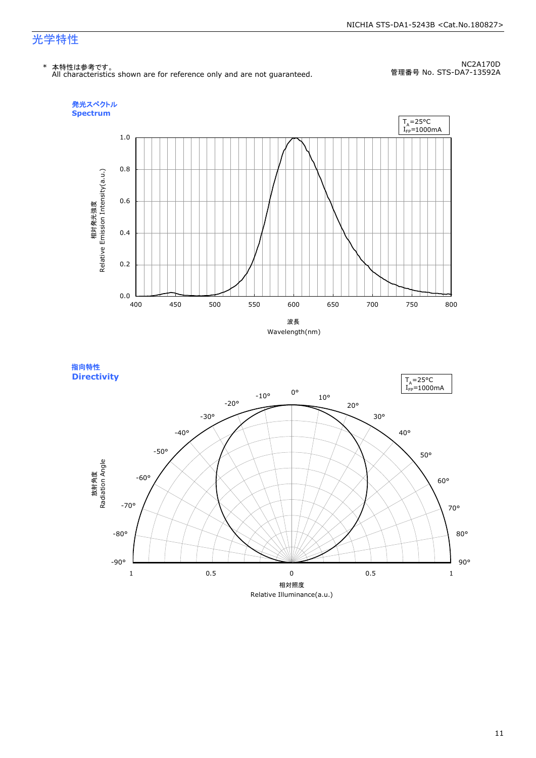# 光学特性

\* 本特性は参考です。
All characteristics shown are for reference only and are not guaranteed.

NC2A170D
管理番号 No. STS-DA7-13592A

**発光スペクトル**
**Spectrum**

$T_A$=25°C
$I_{FP}$=1000mA

相対発光強度
Relative Emission Intensity(a.u.)

波長
Wavelength(nm)

**指向特性**
**Directivity**

$T_A$=25°C
$I_{FP}$=1000mA

放射角度
Radiation Angle

相対照度
Relative Illuminance(a.u.)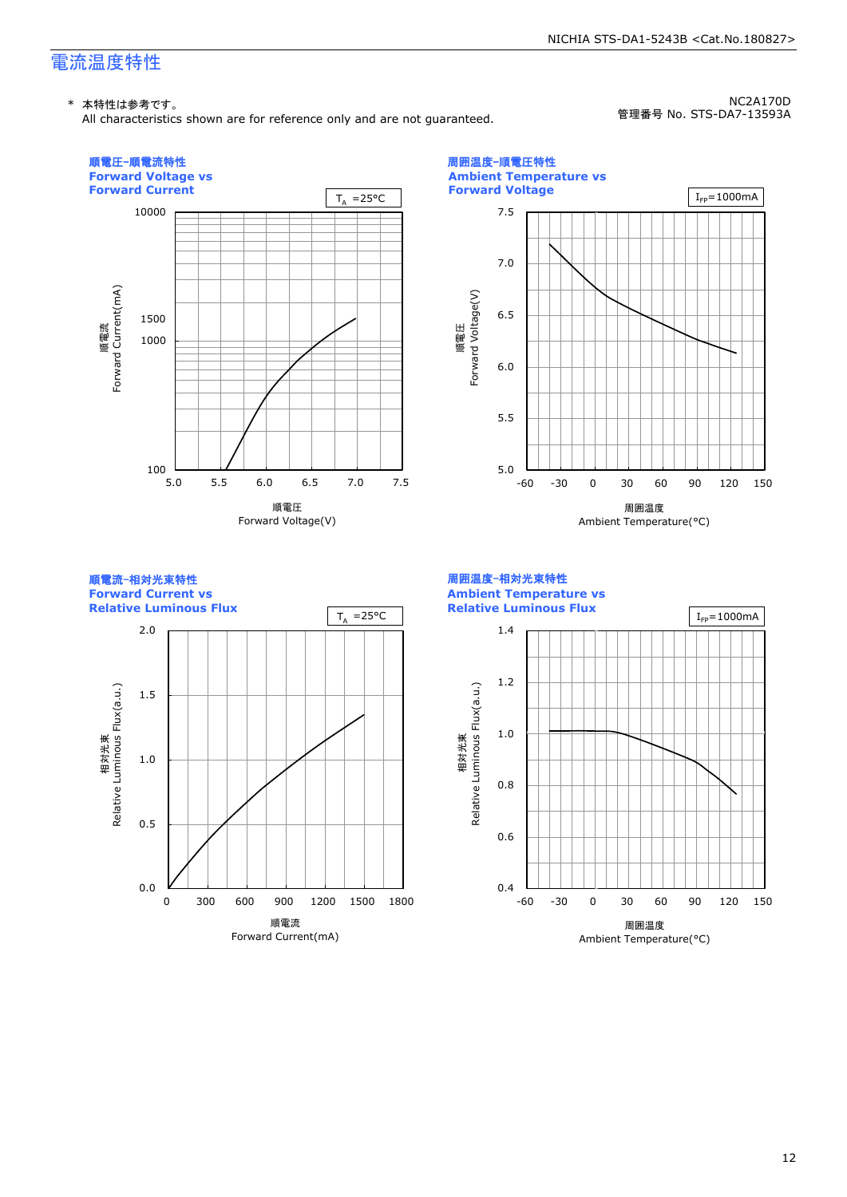# 電流温度特性

NC2A170D
管理番号 No. STS-DA7-13593A

\* 本特性は参考です。
All characteristics shown are for reference only and are not guaranteed.

## 順電圧-順電流特性
**Forward Voltage vs Forward Current**

$T_A$ =25°C

順電流 Forward Current(mA): 100, 1000, 1500, 10000

順電圧 Forward Voltage(V): 5.0, 5.5, 6.0, 6.5, 7.0, 7.5

## 周囲温度-順電圧特性
**Ambient Temperature vs Forward Voltage**

$I_{FP}$=1000mA

順電圧 Forward Voltage(V): 5.0, 5.5, 6.0, 6.5, 7.0, 7.5

周囲温度 Ambient Temperature(°C): -60, -30, 0, 30, 60, 90, 120, 150

## 順電流-相対光束特性
**Forward Current vs Relative Luminous Flux**

$T_A$ =25°C

相対光束 Relative Luminous Flux(a.u.): 0.0, 0.5, 1.0, 1.5, 2.0

順電流 Forward Current(mA): 0, 300, 600, 900, 1200, 1500, 1800

## 周囲温度-相対光束特性
**Ambient Temperature vs Relative Luminous Flux**

$I_{FP}$=1000mA

相対光束 Relative Luminous Flux(a.u.): 0.4, 0.6, 0.8, 1.0, 1.2, 1.4

周囲温度 Ambient Temperature(°C): -60, -30, 0, 30, 60, 90, 120, 150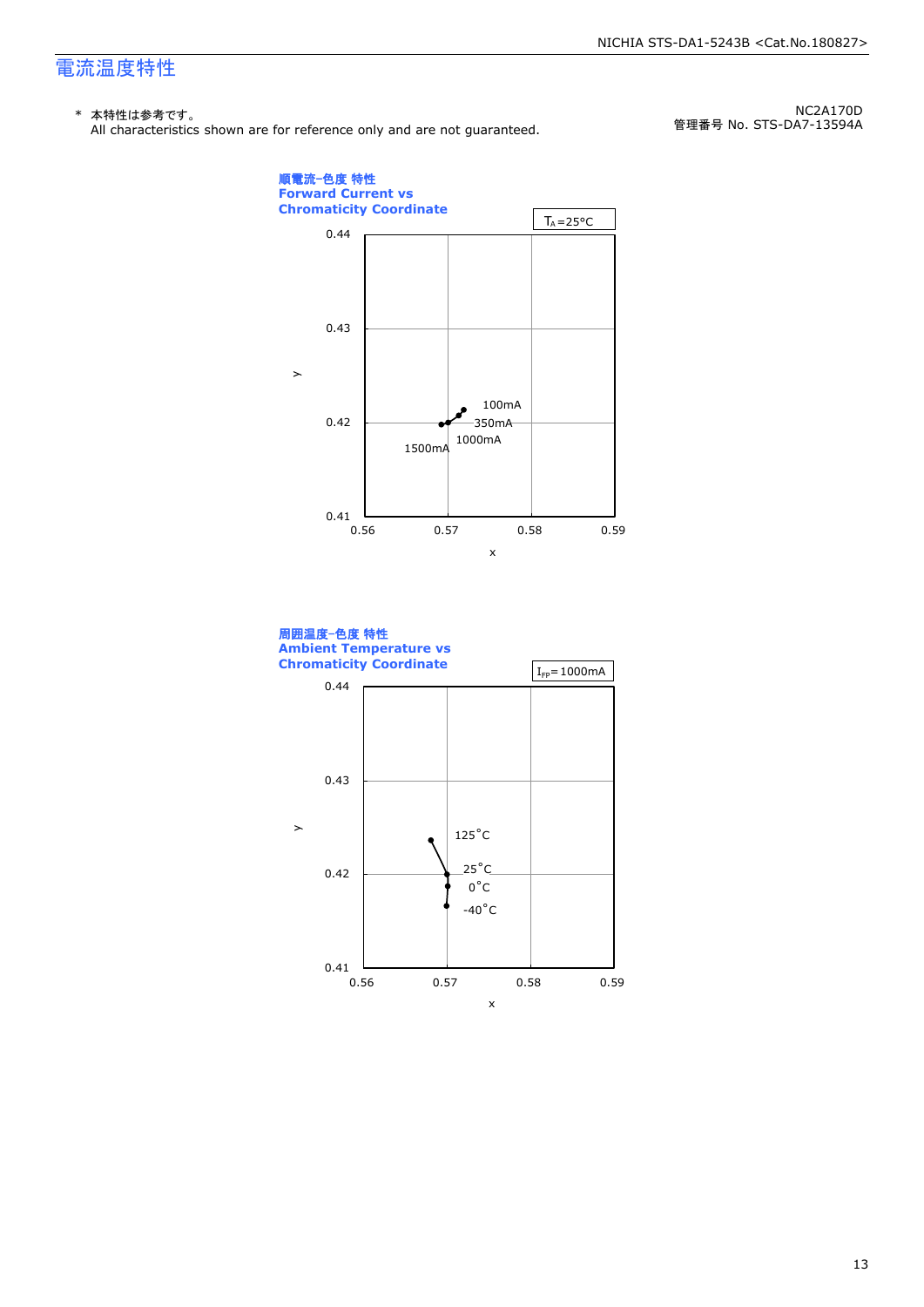# 電流温度特性

\* 本特性は参考です。
All characteristics shown are for reference only and are not guaranteed.

NC2A170D
管理番号 No. STS-DA7-13594A

**順電流-色度 特性**
**Forward Current vs Chromaticity Coordinate**

$T_A=25°C$

y: 0.41, 0.42, 0.43, 0.44
x: 0.56, 0.57, 0.58, 0.59

100mA
350mA
1000mA
1500mA

**周囲温度-色度 特性**
**Ambient Temperature vs Chromaticity Coordinate**

$I_{FP}=1000mA$

y: 0.41, 0.42, 0.43, 0.44
x: 0.56, 0.57, 0.58, 0.59

125°C
25°C
0°C
-40°C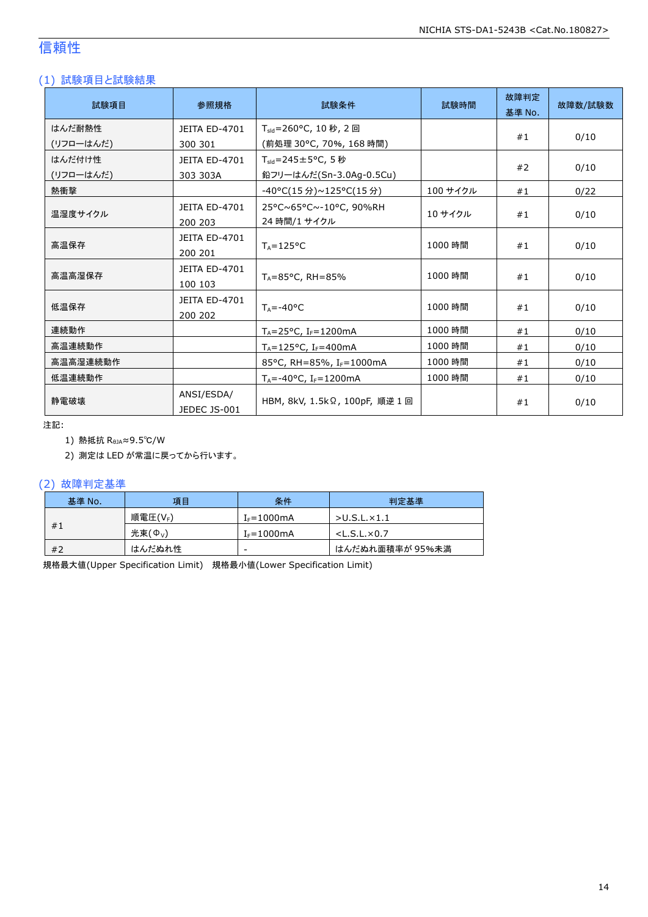# 信頼性

## (1) 試験項目と試験結果

| 試験項目 | 参照規格 | 試験条件 | 試験時間 | 故障判定基準 No. | 故障数/試験数 |
|---|---|---|---|---|---|
| はんだ耐熱性 (リフローはんだ) | JEITA ED-4701 300 301 | $T_{sld}$=260°C, 10 秒, 2 回 (前処理 30°C, 70%, 168 時間) | | #1 | 0/10 |
| はんだ付け性 (リフローはんだ) | JEITA ED-4701 303 303A | $T_{sld}$=245±5°C, 5 秒 鉛フリーはんだ(Sn-3.0Ag-0.5Cu) | | #2 | 0/10 |
| 熱衝撃 | | -40°C(15 分)~125°C(15 分) | 100 サイクル | #1 | 0/22 |
| 温湿度サイクル | JEITA ED-4701 200 203 | 25°C~65°C~-10°C, 90%RH 24 時間/1 サイクル | 10 サイクル | #1 | 0/10 |
| 高温保存 | JEITA ED-4701 200 201 | $T_A$=125°C | 1000 時間 | #1 | 0/10 |
| 高温高湿保存 | JEITA ED-4701 100 103 | $T_A$=85°C, RH=85% | 1000 時間 | #1 | 0/10 |
| 低温保存 | JEITA ED-4701 200 202 | $T_A$=-40°C | 1000 時間 | #1 | 0/10 |
| 連続動作 | | $T_A$=25°C, $I_F$=1200mA | 1000 時間 | #1 | 0/10 |
| 高温連続動作 | | $T_A$=125°C, $I_F$=400mA | 1000 時間 | #1 | 0/10 |
| 高温高湿連続動作 | | 85°C, RH=85%, $I_F$=1000mA | 1000 時間 | #1 | 0/10 |
| 低温連続動作 | | $T_A$=-40°C, $I_F$=1200mA | 1000 時間 | #1 | 0/10 |
| 静電破壊 | ANSI/ESDA/ JEDEC JS-001 | HBM, 8kV, 1.5kΩ, 100pF, 順逆 1 回 | | #1 | 0/10 |

注記:

1) 熱抵抗 $R_{\theta JA}$≈9.5℃/W
2) 測定は LED が常温に戻ってから行います。

## (2) 故障判定基準

| 基準 No. | 項目 | 条件 | 判定基準 |
|---|---|---|---|
| #1 | 順電圧($V_F$) | $I_F$=1000mA | >U.S.L.×1.1 |
| | 光束($\Phi_V$) | $I_F$=1000mA | <L.S.L.×0.7 |
| #2 | はんだぬれ性 | - | はんだぬれ面積率が 95%未満 |

規格最大値(Upper Specification Limit)　規格最小値(Lower Specification Limit)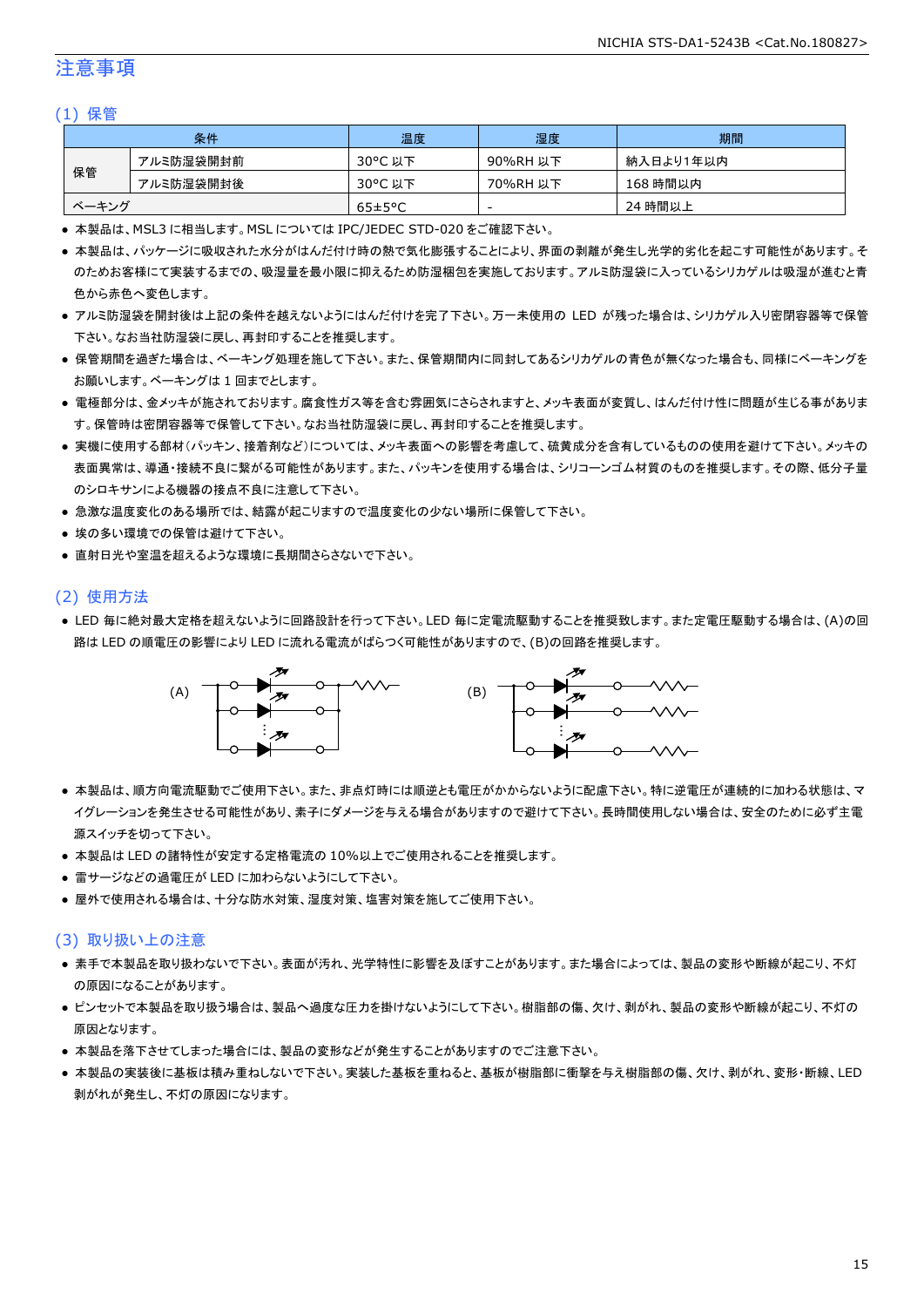# 注意事項

## (1) 保管

| 条件 | | 温度 | 湿度 | 期間 |
|---|---|---|---|---|
| 保管 | アルミ防湿袋開封前 | 30°C 以下 | 90%RH 以下 | 納入日より1年以内 |
| | アルミ防湿袋開封後 | 30°C 以下 | 70%RH 以下 | 168 時間以内 |
| ベーキング | | 65±5°C | - | 24 時間以上 |

- 本製品は、MSL3 に相当します。MSL については IPC/JEDEC STD-020 をご確認下さい。
- 本製品は、パッケージに吸収された水分がはんだ付け時の熱で気化膨張することにより、界面の剥離が発生し光学的劣化を起こす可能性があります。そのためお客様にて実装するまでの、吸湿量を最小限に抑えるため防湿梱包を実施しております。アルミ防湿袋に入っているシリカゲルは吸湿が進むと青色から赤色へ変色します。
- アルミ防湿袋を開封後は上記の条件を越えないようにはんだ付けを完了下さい。万一未使用の LED が残った場合は、シリカゲル入り密閉容器等で保管下さい。なお当社防湿袋に戻し、再封印することを推奨します。
- 保管期間を過ぎた場合は、ベーキング処理を施して下さい。また、保管期間内に同封してあるシリカゲルの青色が無くなった場合も、同様にベーキングをお願いします。ベーキングは 1 回までとします。
- 電極部分は、金メッキが施されております。腐食性ガス等を含む雰囲気にさらされますと、メッキ表面が変質し、はんだ付け性に問題が生じる事があります。保管時は密閉容器等で保管して下さい。なお当社防湿袋に戻し、再封印することを推奨します。
- 実機に使用する部材(パッキン、接着剤など)については、メッキ表面への影響を考慮して、硫黄成分を含有しているものの使用を避けて下さい。メッキの表面異常は、導通・接続不良に繋がる可能性があります。また、パッキンを使用する場合は、シリコーンゴム材質のものを推奨します。その際、低分子量のシロキサンによる機器の接点不良に注意して下さい。
- 急激な温度変化のある場所では、結露が起こりますので温度変化の少ない場所に保管して下さい。
- 埃の多い環境での保管は避けて下さい。
- 直射日光や室温を超えるような環境に長期間さらさないで下さい。

## (2) 使用方法

- LED 毎に絶対最大定格を超えないように回路設計を行って下さい。LED 毎に定電流駆動することを推奨致します。また定電圧駆動する場合は、(A)の回路は LED の順電圧の影響により LED に流れる電流がばらつく可能性がありますので、(B)の回路を推奨します。

(A) (B)

- 本製品は、順方向電流駆動でご使用下さい。また、非点灯時には順逆とも電圧がかからないように配慮下さい。特に逆電圧が連続的に加わる状態は、マイグレーションを発生させる可能性があり、素子にダメージを与える場合がありますので避けて下さい。長時間使用しない場合は、安全のために必ず主電源スイッチを切って下さい。
- 本製品は LED の諸特性が安定する定格電流の 10%以上でご使用されることを推奨します。
- 雷サージなどの過電圧が LED に加わらないようにして下さい。
- 屋外で使用される場合は、十分な防水対策、湿度対策、塩害対策を施してご使用下さい。

## (3) 取り扱い上の注意

- 素手で本製品を取り扱わないで下さい。表面が汚れ、光学特性に影響を及ぼすことがあります。また場合によっては、製品の変形や断線が起こり、不灯の原因になることがあります。
- ピンセットで本製品を取り扱う場合は、製品へ過度な圧力を掛けないようにして下さい。樹脂部の傷、欠け、剥がれ、製品の変形や断線が起こり、不灯の原因となります。
- 本製品を落下させてしまった場合には、製品の変形などが発生することがありますのでご注意下さい。
- 本製品の実装後に基板は積み重ねしないで下さい。実装した基板を重ねると、基板が樹脂部に衝撃を与え樹脂部の傷、欠け、剥がれ、変形・断線、LED 剥がれが発生し、不灯の原因になります。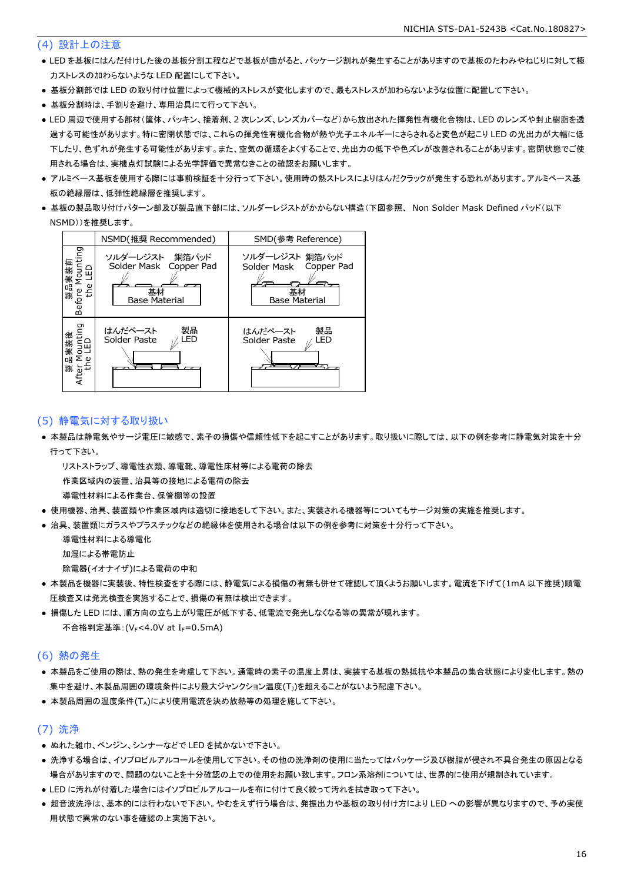## (4) 設計上の注意

- LED を基板にはんだ付けした後の基板分割工程などで基板が曲がると、パッケージ割れが発生することがありますので基板のたわみやねじりに対して極力ストレスの加わらないような LED 配置にして下さい。
- 基板分割部では LED の取り付け位置によって機械的ストレスが変化しますので、最もストレスが加わらないような位置に配置して下さい。
- 基板分割時は、手割りを避け、専用治具にて行って下さい。
- LED 周辺で使用する部材(筐体、パッキン、接着剤、2 次レンズ、レンズカバーなど)から放出された揮発性有機化合物は、LED のレンズや封止樹脂を透過する可能性があります。特に密閉状態では、これらの揮発性有機化合物が熱や光子エネルギーにさらされると変色が起こり LED の光出力が大幅に低下したり、色ずれが発生する可能性があります。また、空気の循環をよくすることで、光出力の低下や色ズレが改善されることがあります。密閉状態でご使用される場合は、実機点灯試験による光学評価で異常なきことの確認をお願いします。
- アルミベース基板を使用する際には事前検証を十分行って下さい。使用時の熱ストレスによりはんだクラックが発生する恐れがあります。アルミベース基板の絶縁層は、低弾性絶縁層を推奨します。
- 基板の製品取り付けパターン部及び製品直下部には、ソルダーレジストがかからない構造(下図参照、 Non Solder Mask Defined パッド(以下 NSMD))を推奨します。

| | NSMD(推奨 Recommended) | SMD(参考 Reference) |
|---|---|---|
| 製品実装前 Before Mounting the LED | ソルダーレジスト Solder Mask / 銅箔パッド Copper Pad / 基材 Base Material | ソルダーレジスト Solder Mask / 銅箔パッド Copper Pad / 基材 Base Material |
| 製品実装後 After Mounting the LED | はんだペースト Solder Paste / 製品 LED | はんだペースト Solder Paste / 製品 LED |

## (5) 静電気に対する取り扱い

- 本製品は静電気やサージ電圧に敏感で、素子の損傷や信頼性低下を起こすことがあります。取り扱いに際しては、以下の例を参考に静電気対策を十分行って下さい。
  - リストストラップ、導電性衣類、導電靴、導電性床材等による電荷の除去
  - 作業区域内の装置、治具等の接地による電荷の除去
  - 導電性材料による作業台、保管棚等の設置
- 使用機器、治具、装置類や作業区域内は適切に接地をして下さい。また、実装される機器等についてもサージ対策の実施を推奨します。
- 治具、装置類にガラスやプラスチックなどの絶縁体を使用される場合は以下の例を参考に対策を十分行って下さい。
  - 導電性材料による導電化
  - 加湿による帯電防止
  - 除電器(イオナイザ)による電荷の中和
- 本製品を機器に実装後、特性検査をする際には、静電気による損傷の有無も併せて確認して頂くようお願いします。電流を下げて(1mA 以下推奨)順電圧検査又は発光検査を実施することで、損傷の有無は検出できます。
- 損傷した LED には、順方向の立ち上がり電圧が低下する、低電流で発光しなくなる等の異常が現れます。
  - 不合格判定基準：($V_F$<4.0V at $I_F$=0.5mA)

## (6) 熱の発生

- 本製品をご使用の際は、熱の発生を考慮して下さい。通電時の素子の温度上昇は、実装する基板の熱抵抗や本製品の集合状態により変化します。熱の集中を避け、本製品周囲の環境条件により最大ジャンクション温度($T_J$)を超えることがないよう配慮下さい。
- 本製品周囲の温度条件($T_A$)により使用電流を決め放熱等の処理を施して下さい。

## (7) 洗浄

- ぬれた雑巾、ベンジン、シンナーなどで LED を拭かないで下さい。
- 洗浄する場合は、イソプロピルアルコールを使用して下さい。その他の洗浄剤の使用に当たってはパッケージ及び樹脂が侵され不具合発生の原因となる場合がありますので、問題のないことを十分確認の上での使用をお願い致します。フロン系溶剤については、世界的に使用が規制されています。
- LED に汚れが付着した場合にはイソプロピルアルコールを布に付けて良く絞って汚れを拭き取って下さい。
- 超音波洗浄は、基本的には行わないで下さい。やむをえず行う場合は、発振出力や基板の取り付け方により LED への影響が異なりますので、予め実使用状態で異常のない事を確認の上実施下さい。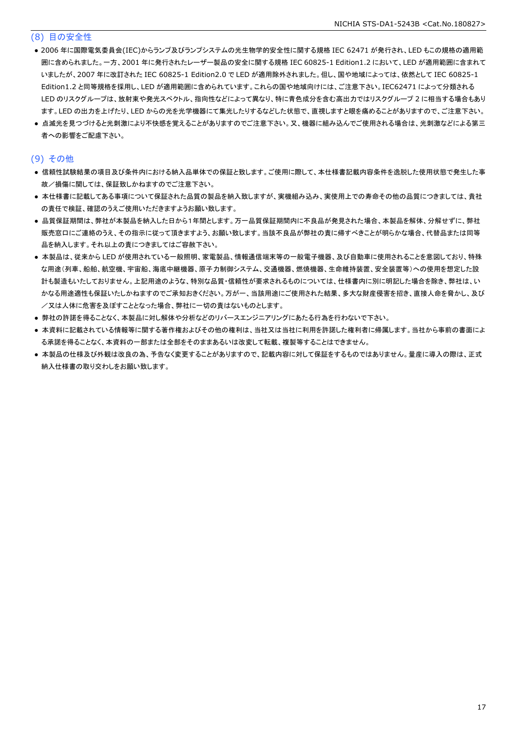### (8) 目の安全性

- 2006 年に国際電気委員会(IEC)からランプ及びランプシステムの光生物学的安全性に関する規格 IEC 62471 が発行され、LED もこの規格の適用範囲に含められました。一方、2001 年に発行されたレーザー製品の安全に関する規格 IEC 60825-1 Edition1.2 において、LED が適用範囲に含まれていましたが、2007 年に改訂された IEC 60825-1 Edition2.0 で LED が適用除外されました。但し、国や地域によっては、依然として IEC 60825-1 Edition1.2 と同等規格を採用し、LED が適用範囲に含められています。これらの国や地域向けには、ご注意下さい。IEC62471 によって分類される LED のリスクグループは、放射束や発光スペクトル、指向性などによって異なり、特に青色成分を含む高出力ではリスクグループ 2 に相当する場合もあります。LED の出力を上げたり、LED からの光を光学機器にて集光したりするなどした状態で、直視しますと眼を痛めることがありますので、ご注意下さい。
- 点滅光を見つづけると光刺激により不快感を覚えることがありますのでご注意下さい。又、機器に組み込んでご使用される場合は、光刺激などによる第三者への影響をご配慮下さい。

### (9) その他

- 信頼性試験結果の項目及び条件内における納入品単体での保証と致します。ご使用に際して、本仕様書記載内容条件を逸脱した使用状態で発生した事故／損傷に関しては、保証致しかねますのでご注意下さい。
- 本仕様書に記載してある事項について保証された品質の製品を納入致しますが、実機組み込み、実使用上での寿命その他の品質につきましては、貴社の責任で検証、確認のうえご使用いただきますようお願い致します。
- 品質保証期間は、弊社が本製品を納入した日から1年間とします。万一品質保証期間内に不良品が発見された場合、本製品を解体、分解せずに、弊社販売窓口にご連絡のうえ、その指示に従って頂きますよう、お願い致します。当該不良品が弊社の責に帰すべきことが明らかな場合、代替品または同等品を納入します。それ以上の責につきましてはご容赦下さい。
- 本製品は、従来から LED が使用されている一般照明、家電製品、情報通信端末等の一般電子機器、及び自動車に使用されることを意図しており、特殊な用途(列車、船舶、航空機、宇宙船、海底中継機器、原子力制御システム、交通機器、燃焼機器、生命維持装置、安全装置等)への使用を想定した設計も製造もいたしておりません。上記用途のような、特別な品質・信頼性が要求されるものについては、仕様書内に別に明記した場合を除き、弊社は、いかなる用途適性も保証いたしかねますのでご承知おきください。万が一、当該用途にご使用された結果、多大な財産侵害を招き、直接人命を脅かし、及び／又は人体に危害を及ぼすこととなった場合、弊社に一切の責はないものとします。
- 弊社の許諾を得ることなく、本製品に対し解体や分析などのリバースエンジニアリングにあたる行為を行わないで下さい。
- 本資料に記載されている情報等に関する著作権およびその他の権利は、当社又は当社に利用を許諾した権利者に帰属します。当社から事前の書面による承諾を得ることなく、本資料の一部または全部をそのままあるいは改変して転載、複製等することはできません。
- 本製品の仕様及び外観は改良の為、予告なく変更することがありますので、記載内容に対して保証をするものではありません。量産に導入の際は、正式納入仕様書の取り交わしをお願い致します。